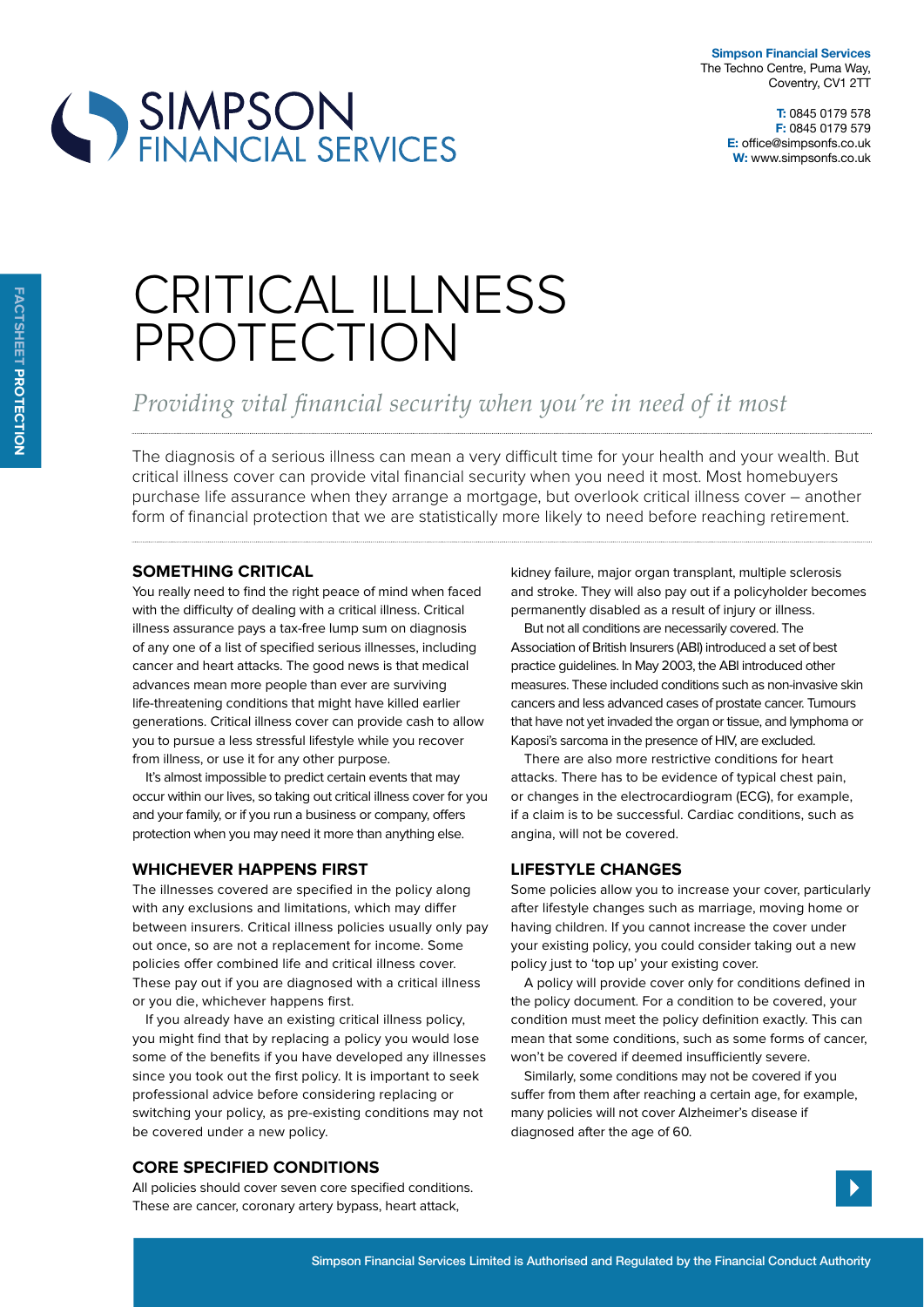Simpson Financial Services
The Techno Centre, Puma Way,
Coventry, CV1 2TT

**T:** 0845 0179 578
**F:** 0845 0179 579
**E:** office@simpsonfs.co.uk
**W:** www.simpsonfs.co.uk

FACTSHEET **PROTECTION**

# CRITICAL ILLNESS PROTECTION

*Providing vital financial security when you're in need of it most*

The diagnosis of a serious illness can mean a very difficult time for your health and your wealth. But critical illness cover can provide vital financial security when you need it most. Most homebuyers purchase life assurance when they arrange a mortgage, but overlook critical illness cover – another form of financial protection that we are statistically more likely to need before reaching retirement.

## SOMETHING CRITICAL

You really need to find the right peace of mind when faced with the difficulty of dealing with a critical illness. Critical illness assurance pays a tax-free lump sum on diagnosis of any one of a list of specified serious illnesses, including cancer and heart attacks. The good news is that medical advances mean more people than ever are surviving life-threatening conditions that might have killed earlier generations. Critical illness cover can provide cash to allow you to pursue a less stressful lifestyle while you recover from illness, or use it for any other purpose.

It's almost impossible to predict certain events that may occur within our lives, so taking out critical illness cover for you and your family, or if you run a business or company, offers protection when you may need it more than anything else.

## WHICHEVER HAPPENS FIRST

The illnesses covered are specified in the policy along with any exclusions and limitations, which may differ between insurers. Critical illness policies usually only pay out once, so are not a replacement for income. Some policies offer combined life and critical illness cover. These pay out if you are diagnosed with a critical illness or you die, whichever happens first.

If you already have an existing critical illness policy, you might find that by replacing a policy you would lose some of the benefits if you have developed any illnesses since you took out the first policy. It is important to seek professional advice before considering replacing or switching your policy, as pre-existing conditions may not be covered under a new policy.

## CORE SPECIFIED CONDITIONS

All policies should cover seven core specified conditions. These are cancer, coronary artery bypass, heart attack, kidney failure, major organ transplant, multiple sclerosis and stroke. They will also pay out if a policyholder becomes permanently disabled as a result of injury or illness.

But not all conditions are necessarily covered. The Association of British Insurers (ABI) introduced a set of best practice guidelines. In May 2003, the ABI introduced other measures. These included conditions such as non-invasive skin cancers and less advanced cases of prostate cancer. Tumours that have not yet invaded the organ or tissue, and lymphoma or Kaposi's sarcoma in the presence of HIV, are excluded.

There are also more restrictive conditions for heart attacks. There has to be evidence of typical chest pain, or changes in the electrocardiogram (ECG), for example, if a claim is to be successful. Cardiac conditions, such as angina, will not be covered.

## LIFESTYLE CHANGES

Some policies allow you to increase your cover, particularly after lifestyle changes such as marriage, moving home or having children. If you cannot increase the cover under your existing policy, you could consider taking out a new policy just to 'top up' your existing cover.

A policy will provide cover only for conditions defined in the policy document. For a condition to be covered, your condition must meet the policy definition exactly. This can mean that some conditions, such as some forms of cancer, won't be covered if deemed insufficiently severe.

Similarly, some conditions may not be covered if you suffer from them after reaching a certain age, for example, many policies will not cover Alzheimer's disease if diagnosed after the age of 60.

Simpson Financial Services Limited is Authorised and Regulated by the Financial Conduct Authority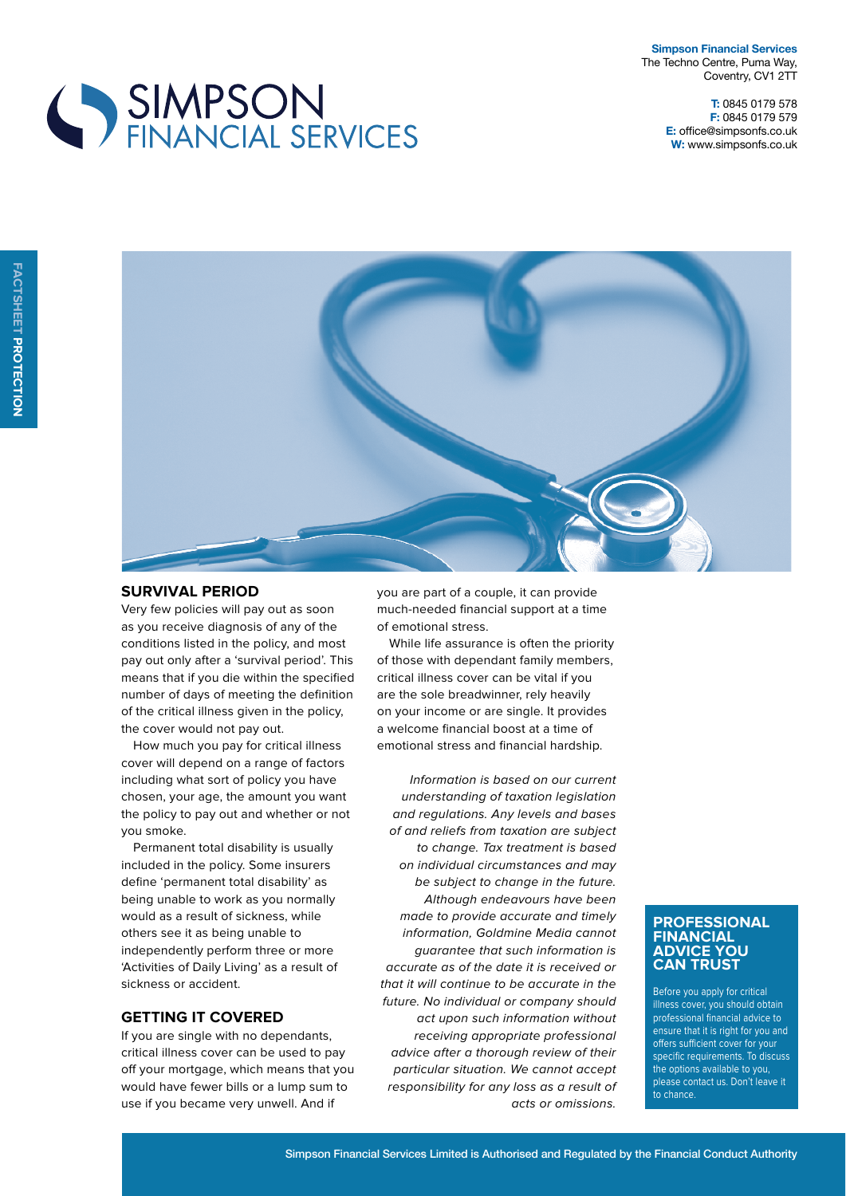# SIMPSON FINANCIAL SERVICES

**Simpson Financial Services**
The Techno Centre, Puma Way,
Coventry, CV1 2TT

**T:** 0845 0179 578
**F:** 0845 0179 579
**E:** office@simpsonfs.co.uk
**W:** www.simpsonfs.co.uk

FACTSHEET **PROTECTION**

## SURVIVAL PERIOD

Very few policies will pay out as soon as you receive diagnosis of any of the conditions listed in the policy, and most pay out only after a 'survival period'. This means that if you die within the specified number of days of meeting the definition of the critical illness given in the policy, the cover would not pay out.

How much you pay for critical illness cover will depend on a range of factors including what sort of policy you have chosen, your age, the amount you want the policy to pay out and whether or not you smoke.

Permanent total disability is usually included in the policy. Some insurers define 'permanent total disability' as being unable to work as you normally would as a result of sickness, while others see it as being unable to independently perform three or more 'Activities of Daily Living' as a result of sickness or accident.

## GETTING IT COVERED

If you are single with no dependants, critical illness cover can be used to pay off your mortgage, which means that you would have fewer bills or a lump sum to use if you became very unwell. And if you are part of a couple, it can provide much-needed financial support at a time of emotional stress.

While life assurance is often the priority of those with dependant family members, critical illness cover can be vital if you are the sole breadwinner, rely heavily on your income or are single. It provides a welcome financial boost at a time of emotional stress and financial hardship.

*Information is based on our current understanding of taxation legislation and regulations. Any levels and bases of and reliefs from taxation are subject to change. Tax treatment is based on individual circumstances and may be subject to change in the future. Although endeavours have been made to provide accurate and timely information, Goldmine Media cannot guarantee that such information is accurate as of the date it is received or that it will continue to be accurate in the future. No individual or company should act upon such information without receiving appropriate professional advice after a thorough review of their particular situation. We cannot accept responsibility for any loss as a result of acts or omissions.*

## PROFESSIONAL FINANCIAL ADVICE YOU CAN TRUST

Before you apply for critical illness cover, you should obtain professional financial advice to ensure that it is right for you and offers sufficient cover for your specific requirements. To discuss the options available to you, please contact us. Don't leave it to chance.

Simpson Financial Services Limited is Authorised and Regulated by the Financial Conduct Authority